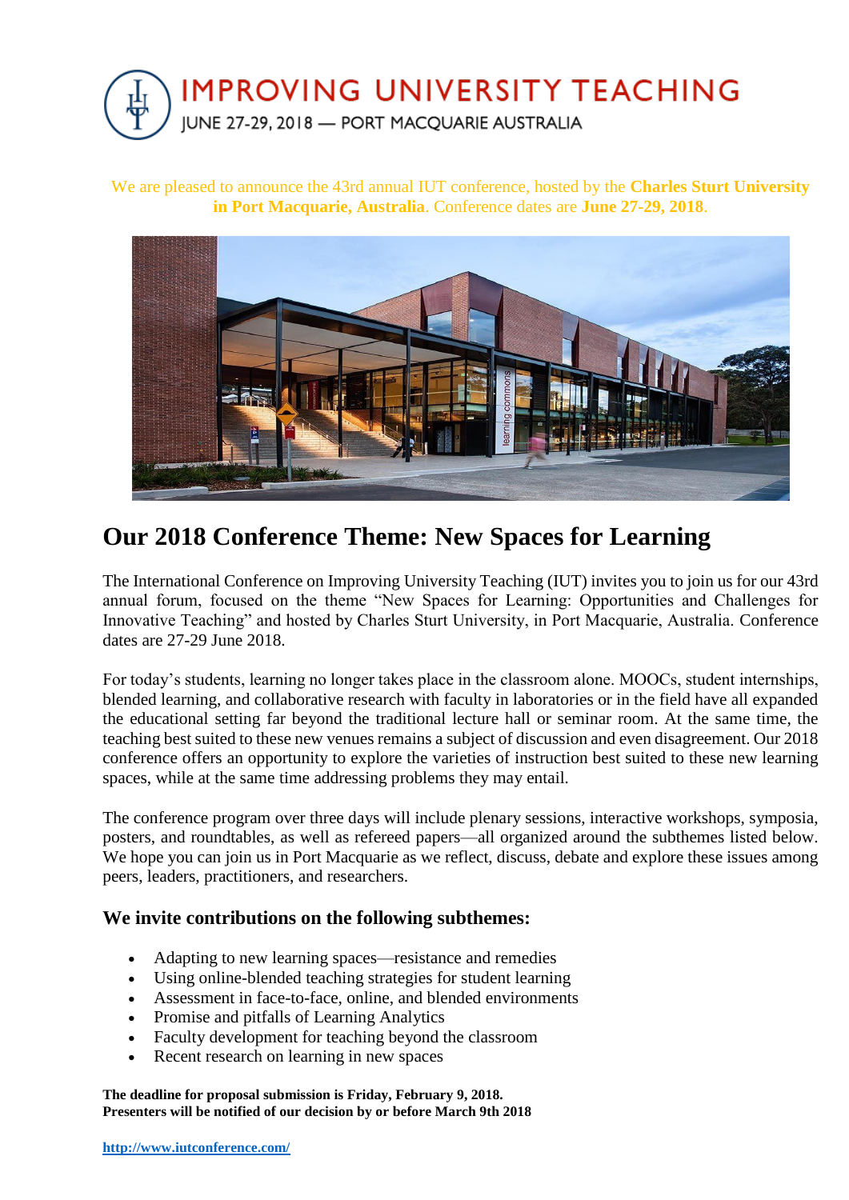# IMPROVING UNIVERSITY TEACHING

JUNE 27-29, 2018 — PORT MACQUARIE AUSTRALIA

We are pleased to announce the 43rd annual IUT conference, hosted by the **Charles Sturt University in Port Macquarie, Australia**. Conference dates are **June 27-29, 2018**.

## Our 2018 Conference Theme: New Spaces for Learning

The International Conference on Improving University Teaching (IUT) invites you to join us for our 43rd annual forum, focused on the theme "New Spaces for Learning: Opportunities and Challenges for Innovative Teaching" and hosted by Charles Sturt University, in Port Macquarie, Australia. Conference dates are 27-29 June 2018.

For today's students, learning no longer takes place in the classroom alone. MOOCs, student internships, blended learning, and collaborative research with faculty in laboratories or in the field have all expanded the educational setting far beyond the traditional lecture hall or seminar room. At the same time, the teaching best suited to these new venues remains a subject of discussion and even disagreement. Our 2018 conference offers an opportunity to explore the varieties of instruction best suited to these new learning spaces, while at the same time addressing problems they may entail.

The conference program over three days will include plenary sessions, interactive workshops, symposia, posters, and roundtables, as well as refereed papers—all organized around the subthemes listed below. We hope you can join us in Port Macquarie as we reflect, discuss, debate and explore these issues among peers, leaders, practitioners, and researchers.

### We invite contributions on the following subthemes:

- Adapting to new learning spaces—resistance and remedies
- Using online-blended teaching strategies for student learning
- Assessment in face-to-face, online, and blended environments
- Promise and pitfalls of Learning Analytics
- Faculty development for teaching beyond the classroom
- Recent research on learning in new spaces

**The deadline for proposal submission is Friday, February 9, 2018.**
**Presenters will be notified of our decision by or before March 9th 2018**

**http://www.iutconference.com/**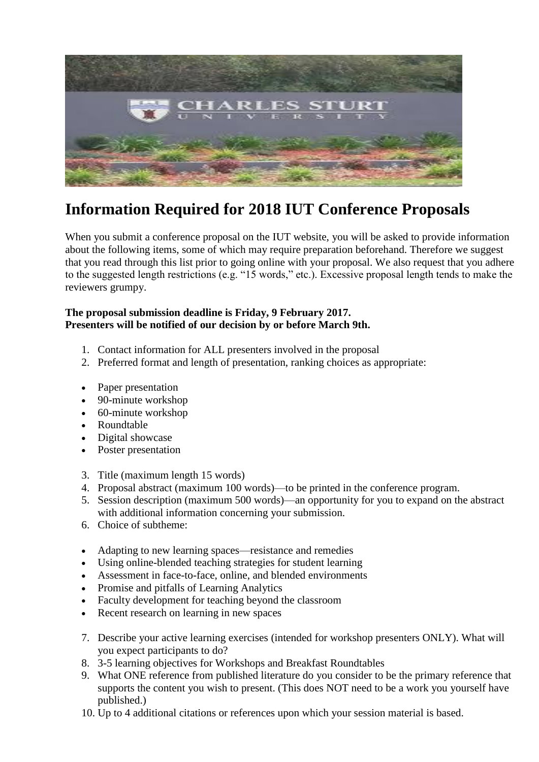# Information Required for 2018 IUT Conference Proposals

When you submit a conference proposal on the IUT website, you will be asked to provide information about the following items, some of which may require preparation beforehand. Therefore we suggest that you read through this list prior to going online with your proposal. We also request that you adhere to the suggested length restrictions (e.g. "15 words," etc.). Excessive proposal length tends to make the reviewers grumpy.

**The proposal submission deadline is Friday, 9 February 2017.**
**Presenters will be notified of our decision by or before March 9th.**

1. Contact information for ALL presenters involved in the proposal
2. Preferred format and length of presentation, ranking choices as appropriate:

- Paper presentation
- 90-minute workshop
- 60-minute workshop
- Roundtable
- Digital showcase
- Poster presentation

3. Title (maximum length 15 words)
4. Proposal abstract (maximum 100 words)—to be printed in the conference program.
5. Session description (maximum 500 words)—an opportunity for you to expand on the abstract with additional information concerning your submission.
6. Choice of subtheme:

- Adapting to new learning spaces—resistance and remedies
- Using online-blended teaching strategies for student learning
- Assessment in face-to-face, online, and blended environments
- Promise and pitfalls of Learning Analytics
- Faculty development for teaching beyond the classroom
- Recent research on learning in new spaces

7. Describe your active learning exercises (intended for workshop presenters ONLY). What will you expect participants to do?
8. 3-5 learning objectives for Workshops and Breakfast Roundtables
9. What ONE reference from published literature do you consider to be the primary reference that supports the content you wish to present. (This does NOT need to be a work you yourself have published.)
10. Up to 4 additional citations or references upon which your session material is based.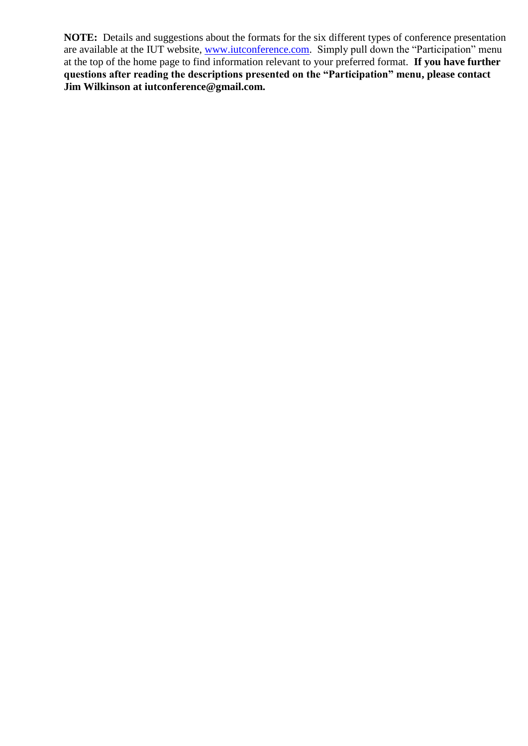**NOTE:** Details and suggestions about the formats for the six different types of conference presentation are available at the IUT website, [www.iutconference.com](http://www.iutconference.com). Simply pull down the "Participation" menu at the top of the home page to find information relevant to your preferred format. **If you have further questions after reading the descriptions presented on the "Participation" menu, please contact Jim Wilkinson at iutconference@gmail.com.**